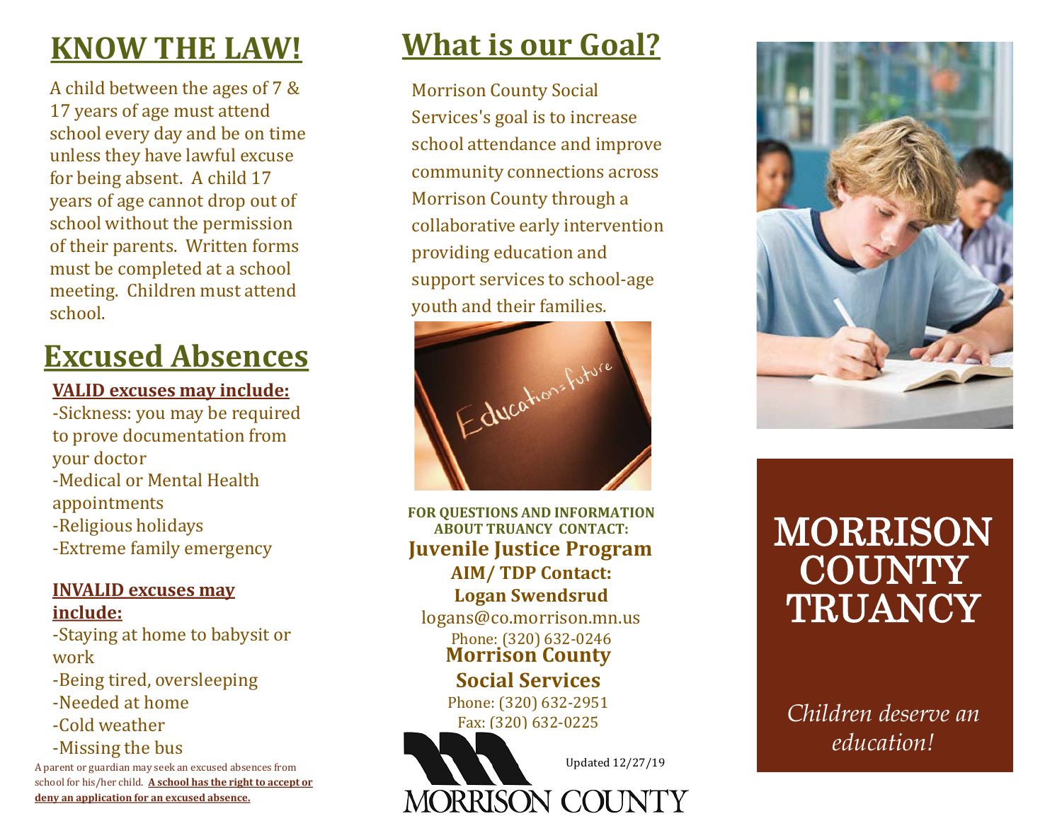# KNOW THE LAW!

A child between the ages of 7 & 17 years of age must attend school every day and be on time unless they have lawful excuse for being absent. A child 17 years of age cannot drop out of school without the permission of their parents. Written forms must be completed at a school meeting. Children must attend school.

# Excused Absences

**VALID excuses may include:**

- -Sickness: you may be required to prove documentation from your doctor
- -Medical or Mental Health appointments
- -Religious holidays
- -Extreme family emergency

**INVALID excuses may include:**

- -Staying at home to babysit or work
- -Being tired, oversleeping
- -Needed at home
- -Cold weather
- -Missing the bus

A parent or guardian may seek an excused absences from school for his/her child. **A school has the right to accept or deny an application for an excused absence.**

# What is our Goal?

Morrison County Social Services's goal is to increase school attendance and improve community connections across Morrison County through a collaborative early intervention providing education and support services to school-age youth and their families.

**FOR QUESTIONS AND INFORMATION ABOUT TRUANCY CONTACT:**

**Juvenile Justice Program**

**AIM/ TDP Contact:**
**Logan Swendsrud**
logans@co.morrison.mn.us
Phone: (320) 632-0246

**Morrison County Social Services**
Phone: (320) 632-2951
Fax: (320) 632-0225

MORRISON COUNTY

Updated 12/27/19

# MORRISON COUNTY TRUANCY

*Children deserve an education!*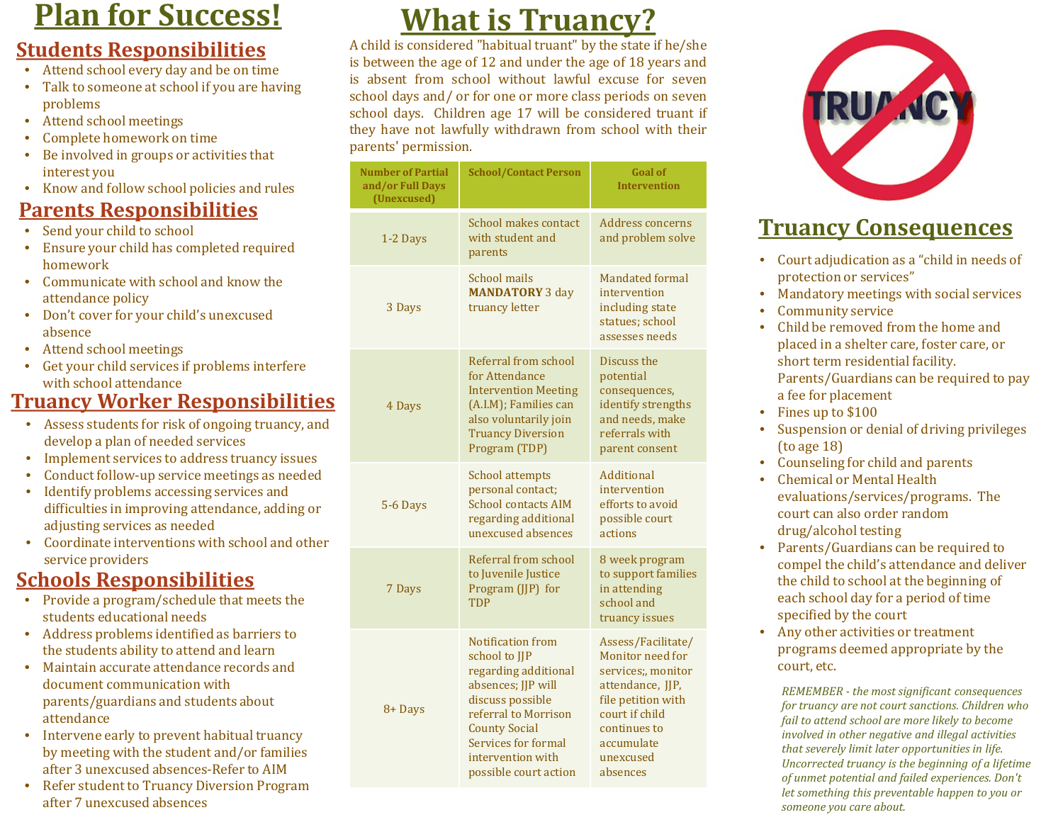# Plan for Success!

## Students Responsibilities

- Attend school every day and be on time
- Talk to someone at school if you are having problems
- Attend school meetings
- Complete homework on time
- Be involved in groups or activities that interest you
- Know and follow school policies and rules

## Parents Responsibilities

- Send your child to school
- Ensure your child has completed required homework
- Communicate with school and know the attendance policy
- Don't cover for your child's unexcused absence
- Attend school meetings
- Get your child services if problems interfere with school attendance

## Truancy Worker Responsibilities

- Assess students for risk of ongoing truancy, and develop a plan of needed services
- Implement services to address truancy issues
- Conduct follow-up service meetings as needed
- Identify problems accessing services and difficulties in improving attendance, adding or adjusting services as needed
- Coordinate interventions with school and other service providers

## Schools Responsibilities

- Provide a program/schedule that meets the students educational needs
- Address problems identified as barriers to the students ability to attend and learn
- Maintain accurate attendance records and document communication with parents/guardians and students about attendance
- Intervene early to prevent habitual truancy by meeting with the student and/or families after 3 unexcused absences-Refer to AIM
- Refer student to Truancy Diversion Program after 7 unexcused absences

# What is Truancy?

A child is considered "habitual truant" by the state if he/she is between the age of 12 and under the age of 18 years and is absent from school without lawful excuse for seven school days and/ or for one or more class periods on seven school days. Children age 17 will be considered truant if they have not lawfully withdrawn from school with their parents' permission.

| Number of Partial and/or Full Days (Unexcused) | School/Contact Person | Goal of Intervention |
|---|---|---|
| 1-2 Days | School makes contact with student and parents | Address concerns and problem solve |
| 3 Days | School mails **MANDATORY** 3 day truancy letter | Mandated formal intervention including state statues; school assesses needs |
| 4 Days | Referral from school for Attendance Intervention Meeting (A.I.M); Families can also voluntarily join Truancy Diversion Program (TDP) | Discuss the potential consequences, identify strengths and needs, make referrals with parent consent |
| 5-6 Days | School attempts personal contact; School contacts AIM regarding additional unexcused absences | Additional intervention efforts to avoid possible court actions |
| 7 Days | Referral from school to Juvenile Justice Program (JJP) for TDP | 8 week program to support families in attending school and truancy issues |
| 8+ Days | Notification from school to JJP regarding additional absences; JJP will discuss possible referral to Morrison County Social Services for formal intervention with possible court action | Assess/Facilitate/ Monitor need for services;, monitor attendance, JJP, file petition with court if child continues to accumulate unexcused absences |

## Truancy Consequences

- Court adjudication as a "child in needs of protection or services"
- Mandatory meetings with social services
- Community service
- Child be removed from the home and placed in a shelter care, foster care, or short term residential facility. Parents/Guardians can be required to pay a fee for placement
- Fines up to $100
- Suspension or denial of driving privileges (to age 18)
- Counseling for child and parents
- Chemical or Mental Health evaluations/services/programs. The court can also order random drug/alcohol testing
- Parents/Guardians can be required to compel the child's attendance and deliver the child to school at the beginning of each school day for a period of time specified by the court
- Any other activities or treatment programs deemed appropriate by the court, etc.

*REMEMBER - the most significant consequences for truancy are not court sanctions. Children who fail to attend school are more likely to become involved in other negative and illegal activities that severely limit later opportunities in life. Uncorrected truancy is the beginning of a lifetime of unmet potential and failed experiences. Don't let something this preventable happen to you or someone you care about.*